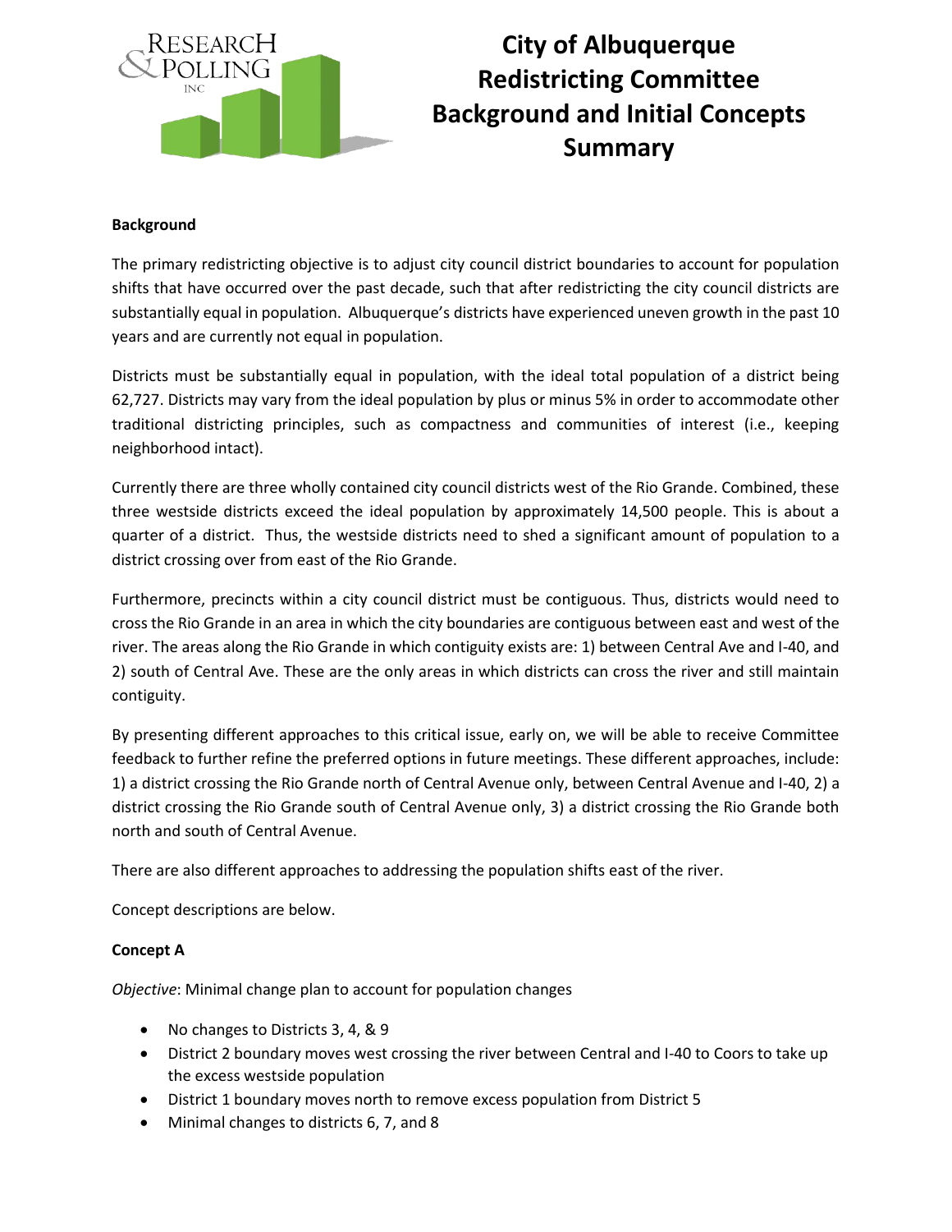# City of Albuquerque Redistricting Committee Background and Initial Concepts Summary

**Background**

The primary redistricting objective is to adjust city council district boundaries to account for population shifts that have occurred over the past decade, such that after redistricting the city council districts are substantially equal in population. Albuquerque's districts have experienced uneven growth in the past 10 years and are currently not equal in population.

Districts must be substantially equal in population, with the ideal total population of a district being 62,727. Districts may vary from the ideal population by plus or minus 5% in order to accommodate other traditional districting principles, such as compactness and communities of interest (i.e., keeping neighborhood intact).

Currently there are three wholly contained city council districts west of the Rio Grande. Combined, these three westside districts exceed the ideal population by approximately 14,500 people. This is about a quarter of a district. Thus, the westside districts need to shed a significant amount of population to a district crossing over from east of the Rio Grande.

Furthermore, precincts within a city council district must be contiguous. Thus, districts would need to cross the Rio Grande in an area in which the city boundaries are contiguous between east and west of the river. The areas along the Rio Grande in which contiguity exists are: 1) between Central Ave and I-40, and 2) south of Central Ave. These are the only areas in which districts can cross the river and still maintain contiguity.

By presenting different approaches to this critical issue, early on, we will be able to receive Committee feedback to further refine the preferred options in future meetings. These different approaches, include: 1) a district crossing the Rio Grande north of Central Avenue only, between Central Avenue and I-40, 2) a district crossing the Rio Grande south of Central Avenue only, 3) a district crossing the Rio Grande both north and south of Central Avenue.

There are also different approaches to addressing the population shifts east of the river.

Concept descriptions are below.

**Concept A**

*Objective*: Minimal change plan to account for population changes

- No changes to Districts 3, 4, & 9
- District 2 boundary moves west crossing the river between Central and I-40 to Coors to take up the excess westside population
- District 1 boundary moves north to remove excess population from District 5
- Minimal changes to districts 6, 7, and 8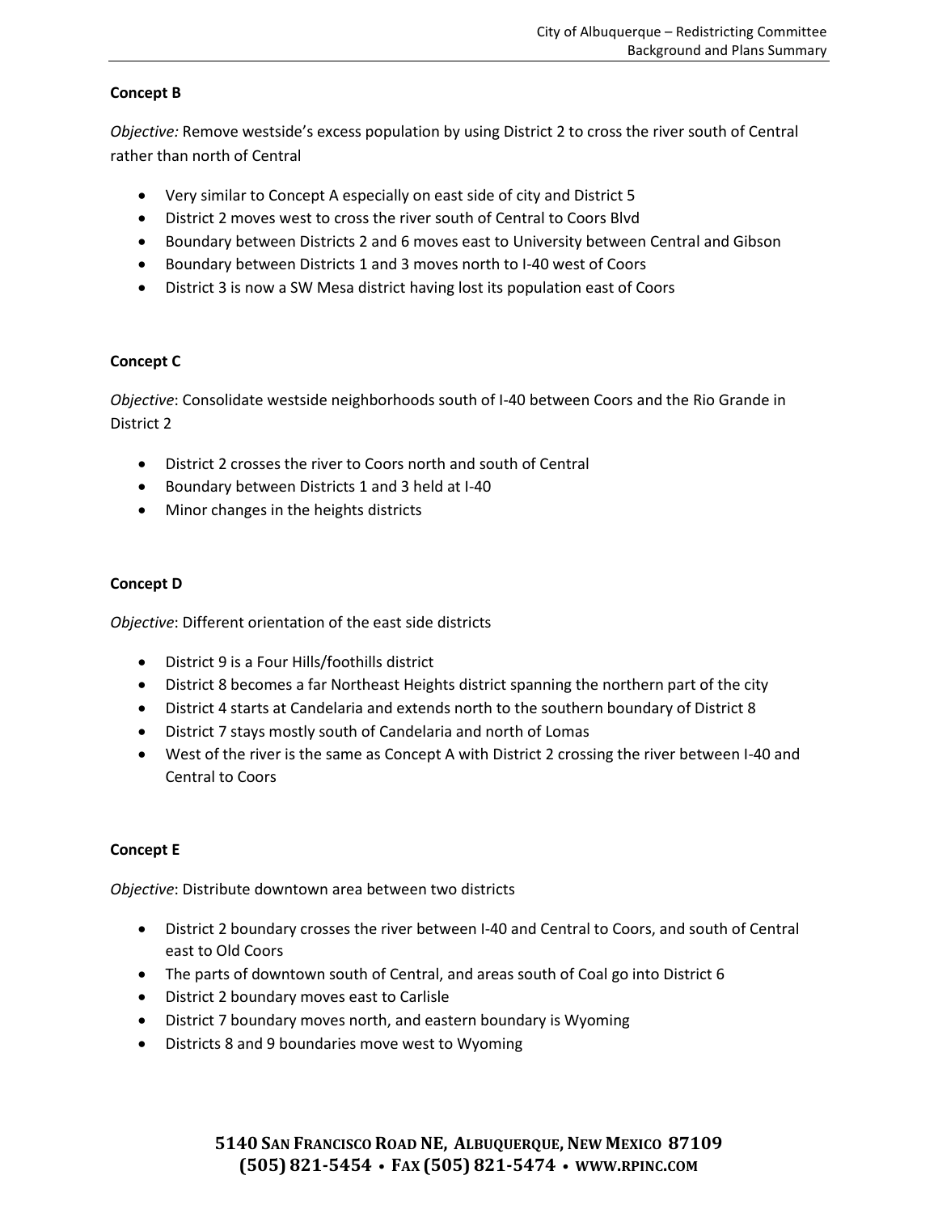**Concept B**

*Objective:* Remove westside's excess population by using District 2 to cross the river south of Central rather than north of Central

- Very similar to Concept A especially on east side of city and District 5
- District 2 moves west to cross the river south of Central to Coors Blvd
- Boundary between Districts 2 and 6 moves east to University between Central and Gibson
- Boundary between Districts 1 and 3 moves north to I-40 west of Coors
- District 3 is now a SW Mesa district having lost its population east of Coors

**Concept C**

*Objective*: Consolidate westside neighborhoods south of I-40 between Coors and the Rio Grande in District 2

- District 2 crosses the river to Coors north and south of Central
- Boundary between Districts 1 and 3 held at I-40
- Minor changes in the heights districts

**Concept D**

*Objective*: Different orientation of the east side districts

- District 9 is a Four Hills/foothills district
- District 8 becomes a far Northeast Heights district spanning the northern part of the city
- District 4 starts at Candelaria and extends north to the southern boundary of District 8
- District 7 stays mostly south of Candelaria and north of Lomas
- West of the river is the same as Concept A with District 2 crossing the river between I-40 and Central to Coors

**Concept E**

*Objective*: Distribute downtown area between two districts

- District 2 boundary crosses the river between I-40 and Central to Coors, and south of Central east to Old Coors
- The parts of downtown south of Central, and areas south of Coal go into District 6
- District 2 boundary moves east to Carlisle
- District 7 boundary moves north, and eastern boundary is Wyoming
- Districts 8 and 9 boundaries move west to Wyoming

**5140 San Francisco Road NE, Albuquerque, New Mexico 87109**
**(505) 821-5454 • Fax (505) 821-5474 • www.rpinc.com**